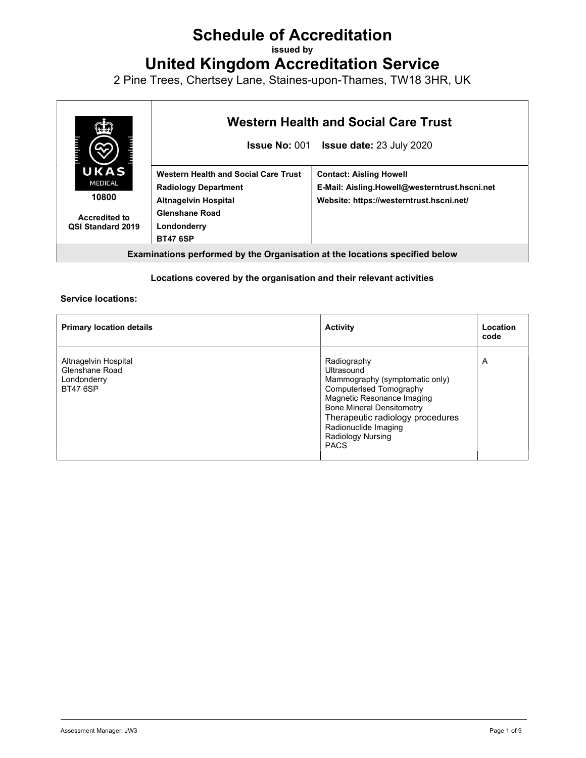# Schedule of Accreditation

issued by

# United Kingdom Accreditation Service

2 Pine Trees, Chertsey Lane, Staines-upon-Thames, TW18 3HR, UK

| UKAS MEDICAL 10800 Accredited to QSI Standard 2019 | **Western Health and Social Care Trust** **Issue No:** 001 **Issue date:** 23 July 2020 | |
|---|---|---|
| | **Western Health and Social Care Trust** **Radiology Department** **Altnagelvin Hospital** **Glenshane Road** **Londonderry** **BT47 6SP** | **Contact: Aisling Howell** **E-Mail: Aisling.Howell@westerntrust.hscni.net** **Website: https://westerntrust.hscni.net/** |
| **Examinations performed by the Organisation at the locations specified below** | | |

**Locations covered by the organisation and their relevant activities**

**Service locations:**

| Primary location details | Activity | Location code |
|---|---|---|
| Altnagelvin Hospital<br>Glenshane Road<br>Londonderry<br>BT47 6SP | Radiography<br>Ultrasound<br>Mammography (symptomatic only)<br>Computerised Tomography<br>Magnetic Resonance Imaging<br>Bone Mineral Densitometry<br>Therapeutic radiology procedures<br>Radionuclide Imaging<br>Radiology Nursing<br>PACS | A |

Assessment Manager: JW3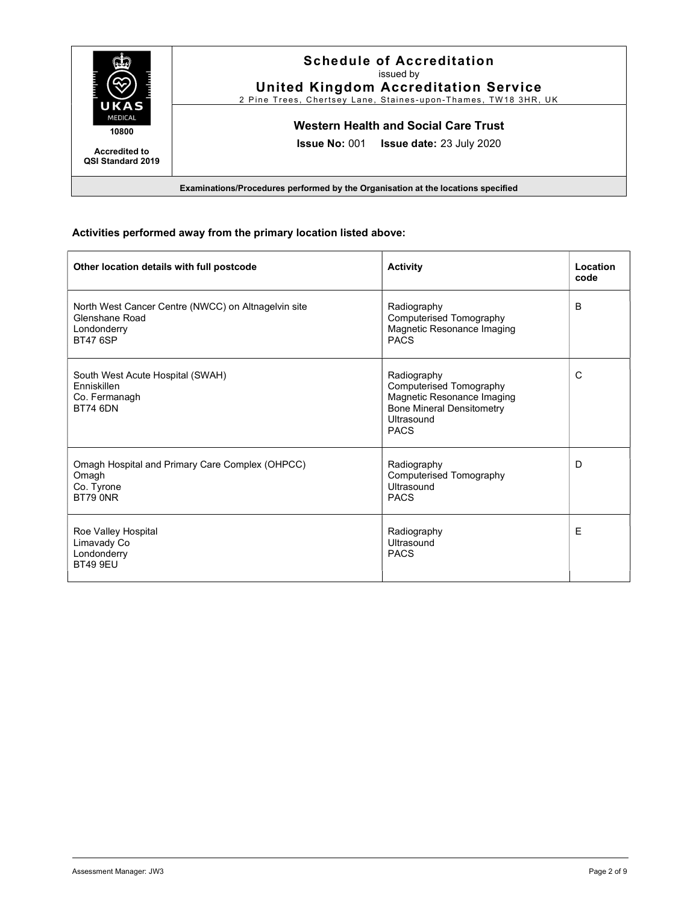# Schedule of Accreditation

issued by

**United Kingdom Accreditation Service**

2 Pine Trees, Chertsey Lane, Staines-upon-Thames, TW18 3HR, UK

10800

Accredited to QSI Standard 2019

**Western Health and Social Care Trust**

**Issue No:** 001 **Issue date:** 23 July 2020

**Examinations/Procedures performed by the Organisation at the locations specified**

### Activities performed away from the primary location listed above:

| Other location details with full postcode | Activity | Location code |
|---|---|---|
| North West Cancer Centre (NWCC) on Altnagelvin site<br>Glenshane Road<br>Londonderry<br>BT47 6SP | Radiography<br>Computerised Tomography<br>Magnetic Resonance Imaging<br>PACS | B |
| South West Acute Hospital (SWAH)<br>Enniskillen<br>Co. Fermanagh<br>BT74 6DN | Radiography<br>Computerised Tomography<br>Magnetic Resonance Imaging<br>Bone Mineral Densitometry<br>Ultrasound<br>PACS | C |
| Omagh Hospital and Primary Care Complex (OHPCC)<br>Omagh<br>Co. Tyrone<br>BT79 0NR | Radiography<br>Computerised Tomography<br>Ultrasound<br>PACS | D |
| Roe Valley Hospital<br>Limavady Co<br>Londonderry<br>BT49 9EU | Radiography<br>Ultrasound<br>PACS | E |

Assessment Manager: JW3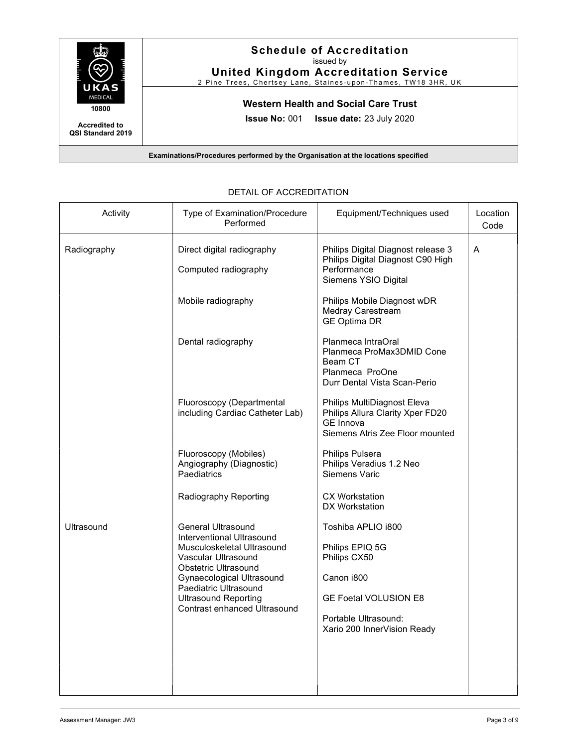# Schedule of Accreditation

issued by

**United Kingdom Accreditation Service**

2 Pine Trees, Chertsey Lane, Staines-upon-Thames, TW18 3HR, UK

10800

Accredited to QSI Standard 2019

**Western Health and Social Care Trust**

**Issue No:** 001 **Issue date:** 23 July 2020

**Examinations/Procedures performed by the Organisation at the locations specified**

DETAIL OF ACCREDITATION

| Activity | Type of Examination/Procedure Performed | Equipment/Techniques used | Location Code |
|---|---|---|---|
| Radiography | Direct digital radiography<br><br>Computed radiography | Philips Digital Diagnost release 3<br>Philips Digital Diagnost C90 High Performance<br>Siemens YSIO Digital | A |
| | Mobile radiography | Philips Mobile Diagnost wDR<br>Medray Carestream<br>GE Optima DR | |
| | Dental radiography | Planmeca IntraOral<br>Planmeca ProMax3DMID Cone Beam CT<br>Planmeca ProOne<br>Durr Dental Vista Scan-Perio | |
| | Fluoroscopy (Departmental including Cardiac Catheter Lab) | Philips MultiDiagnost Eleva<br>Philips Allura Clarity Xper FD20<br>GE Innova<br>Siemens Atris Zee Floor mounted | |
| | Fluoroscopy (Mobiles)<br>Angiography (Diagnostic)<br>Paediatrics | Philips Pulsera<br>Philips Veradius 1.2 Neo<br>Siemens Varic | |
| | Radiography Reporting | CX Workstation<br>DX Workstation | |
| Ultrasound | General Ultrasound<br>Interventional Ultrasound<br>Musculoskeletal Ultrasound<br>Vascular Ultrasound<br>Obstetric Ultrasound<br>Gynaecological Ultrasound<br>Paediatric Ultrasound<br>Ultrasound Reporting<br>Contrast enhanced Ultrasound | Toshiba APLIO i800<br><br>Philips EPIQ 5G<br>Philips CX50<br><br>Canon i800<br><br>GE Foetal VOLUSION E8<br><br>Portable Ultrasound:<br>Xario 200 InnerVision Ready | |

Assessment Manager: JW3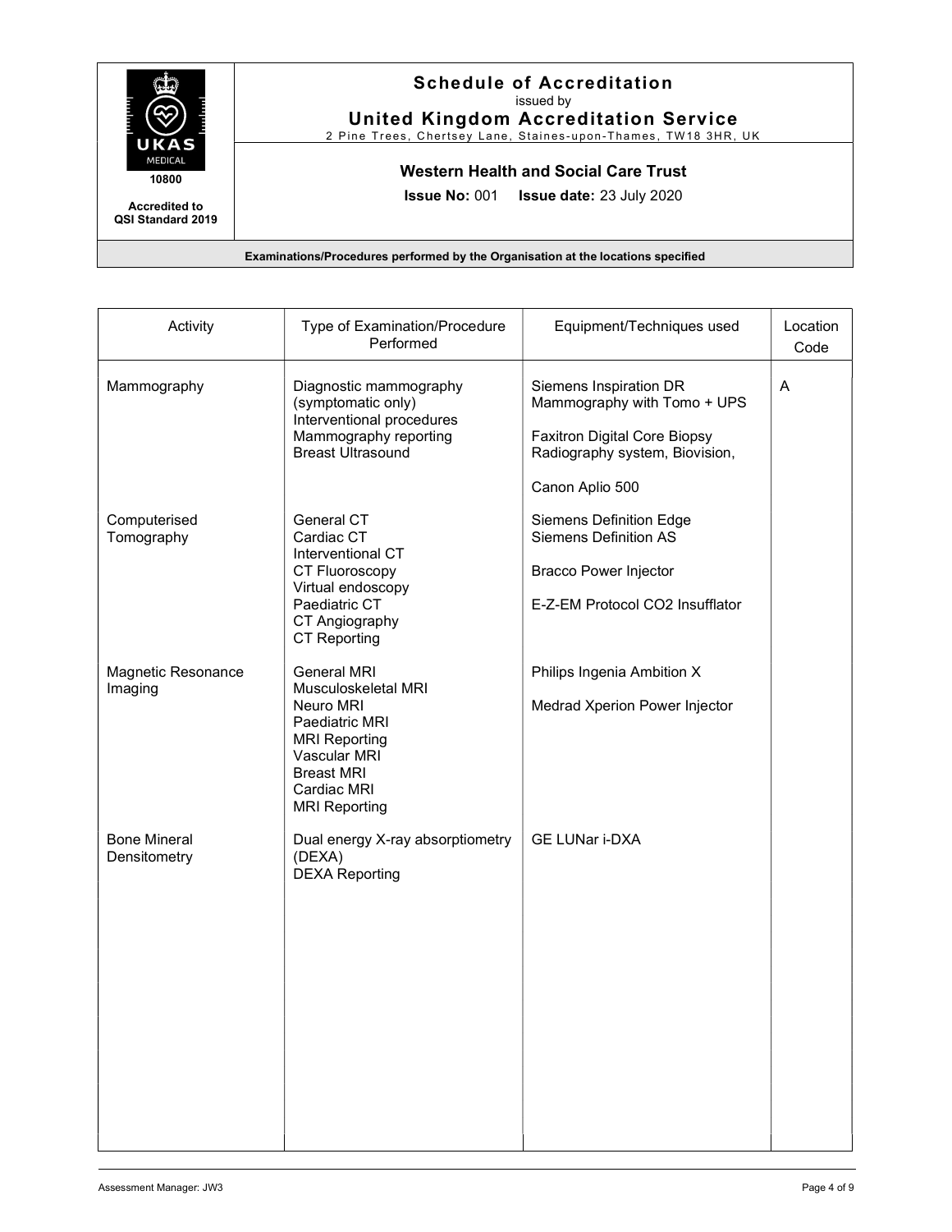# Schedule of Accreditation

issued by

**United Kingdom Accreditation Service**

2 Pine Trees, Chertsey Lane, Staines-upon-Thames, TW18 3HR, UK

10800

Accredited to QSI Standard 2019

**Western Health and Social Care Trust**

**Issue No:** 001 **Issue date:** 23 July 2020

**Examinations/Procedures performed by the Organisation at the locations specified**

| Activity | Type of Examination/Procedure Performed | Equipment/Techniques used | Location Code |
|---|---|---|---|
| Mammography | Diagnostic mammography (symptomatic only)<br>Interventional procedures<br>Mammography reporting<br>Breast Ultrasound | Siemens Inspiration DR Mammography with Tomo + UPS<br><br>Faxitron Digital Core Biopsy Radiography system, Biovision,<br><br>Canon Aplio 500 | A |
| Computerised Tomography | General CT<br>Cardiac CT<br>Interventional CT<br>CT Fluoroscopy<br>Virtual endoscopy<br>Paediatric CT<br>CT Angiography<br>CT Reporting | Siemens Definition Edge<br>Siemens Definition AS<br><br>Bracco Power Injector<br><br>E-Z-EM Protocol CO2 Insufflator | |
| Magnetic Resonance Imaging | General MRI<br>Musculoskeletal MRI<br>Neuro MRI<br>Paediatric MRI<br>MRI Reporting<br>Vascular MRI<br>Breast MRI<br>Cardiac MRI<br>MRI Reporting | Philips Ingenia Ambition X<br><br>Medrad Xperion Power Injector | |
| Bone Mineral Densitometry | Dual energy X-ray absorptiometry (DEXA)<br>DEXA Reporting | GE LUNar i-DXA | |

Assessment Manager: JW3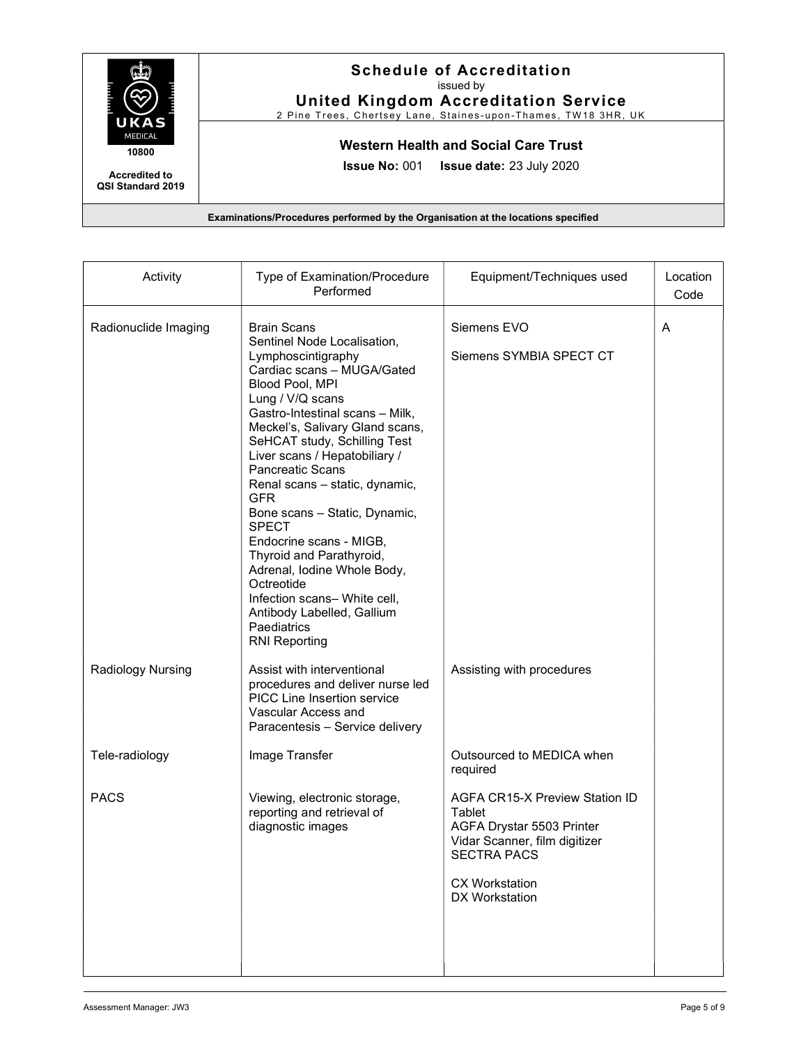**Schedule of Accreditation**
issued by
**United Kingdom Accreditation Service**
2 Pine Trees, Chertsey Lane, Staines-upon-Thames, TW18 3HR, UK

10800

Accredited to QSI Standard 2019

**Western Health and Social Care Trust**

**Issue No:** 001 **Issue date:** 23 July 2020

**Examinations/Procedures performed by the Organisation at the locations specified**

| Activity | Type of Examination/Procedure Performed | Equipment/Techniques used | Location Code |
|---|---|---|---|
| Radionuclide Imaging | Brain Scans<br>Sentinel Node Localisation, Lymphoscintigraphy<br>Cardiac scans – MUGA/Gated Blood Pool, MPI<br>Lung / V/Q scans<br>Gastro-Intestinal scans – Milk, Meckel's, Salivary Gland scans, SeHCAT study, Schilling Test<br>Liver scans / Hepatobiliary / Pancreatic Scans<br>Renal scans – static, dynamic, GFR<br>Bone scans – Static, Dynamic, SPECT<br>Endocrine scans - MIGB, Thyroid and Parathyroid, Adrenal, Iodine Whole Body, Octreotide<br>Infection scans– White cell, Antibody Labelled, Gallium<br>Paediatrics<br>RNI Reporting | Siemens EVO<br><br>Siemens SYMBIA SPECT CT | A |
| Radiology Nursing | Assist with interventional procedures and deliver nurse led PICC Line Insertion service<br>Vascular Access and Paracentesis – Service delivery | Assisting with procedures | |
| Tele-radiology | Image Transfer | Outsourced to MEDICA when required | |
| PACS | Viewing, electronic storage, reporting and retrieval of diagnostic images | AGFA CR15-X Preview Station ID Tablet<br>AGFA Drystar 5503 Printer<br>Vidar Scanner, film digitizer<br>SECTRA PACS<br><br>CX Workstation<br>DX Workstation | |

Assessment Manager: JW3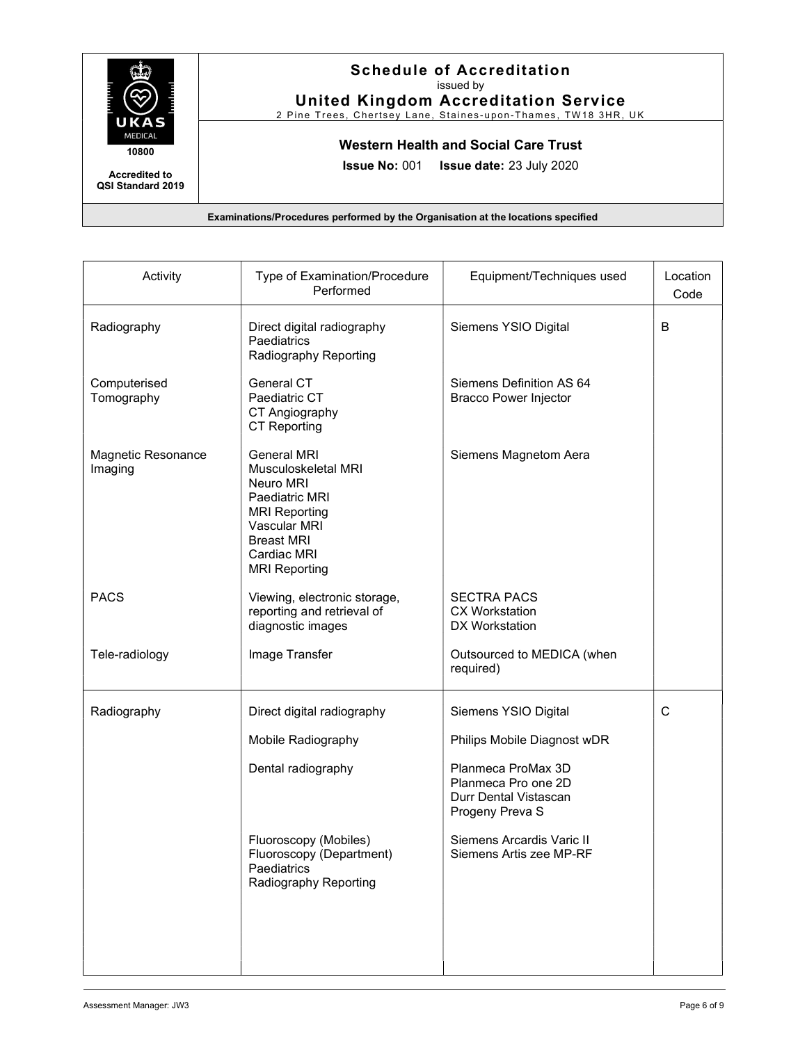**Schedule of Accreditation**
issued by
**United Kingdom Accreditation Service**
2 Pine Trees, Chertsey Lane, Staines-upon-Thames, TW18 3HR, UK

UKAS MEDICAL
10800
Accredited to QSI Standard 2019

**Western Health and Social Care Trust**

**Issue No:** 001 **Issue date:** 23 July 2020

**Examinations/Procedures performed by the Organisation at the locations specified**

| Activity | Type of Examination/Procedure Performed | Equipment/Techniques used | Location Code |
|---|---|---|---|
| Radiography | Direct digital radiography<br>Paediatrics<br>Radiography Reporting | Siemens YSIO Digital | B |
| Computerised Tomography | General CT<br>Paediatric CT<br>CT Angiography<br>CT Reporting | Siemens Definition AS 64<br>Bracco Power Injector | |
| Magnetic Resonance Imaging | General MRI<br>Musculoskeletal MRI<br>Neuro MRI<br>Paediatric MRI<br>MRI Reporting<br>Vascular MRI<br>Breast MRI<br>Cardiac MRI<br>MRI Reporting | Siemens Magnetom Aera | |
| PACS | Viewing, electronic storage, reporting and retrieval of diagnostic images | SECTRA PACS<br>CX Workstation<br>DX Workstation | |
| Tele-radiology | Image Transfer | Outsourced to MEDICA (when required) | |
| Radiography | Direct digital radiography | Siemens YSIO Digital | C |
| | Mobile Radiography | Philips Mobile Diagnost wDR | |
| | Dental radiography | Planmeca ProMax 3D<br>Planmeca Pro one 2D<br>Durr Dental Vistascan<br>Progeny Preva S | |
| | Fluoroscopy (Mobiles)<br>Fluoroscopy (Department)<br>Paediatrics<br>Radiography Reporting | Siemens Arcardis Varic II<br>Siemens Artis zee MP-RF | |

Assessment Manager: JW3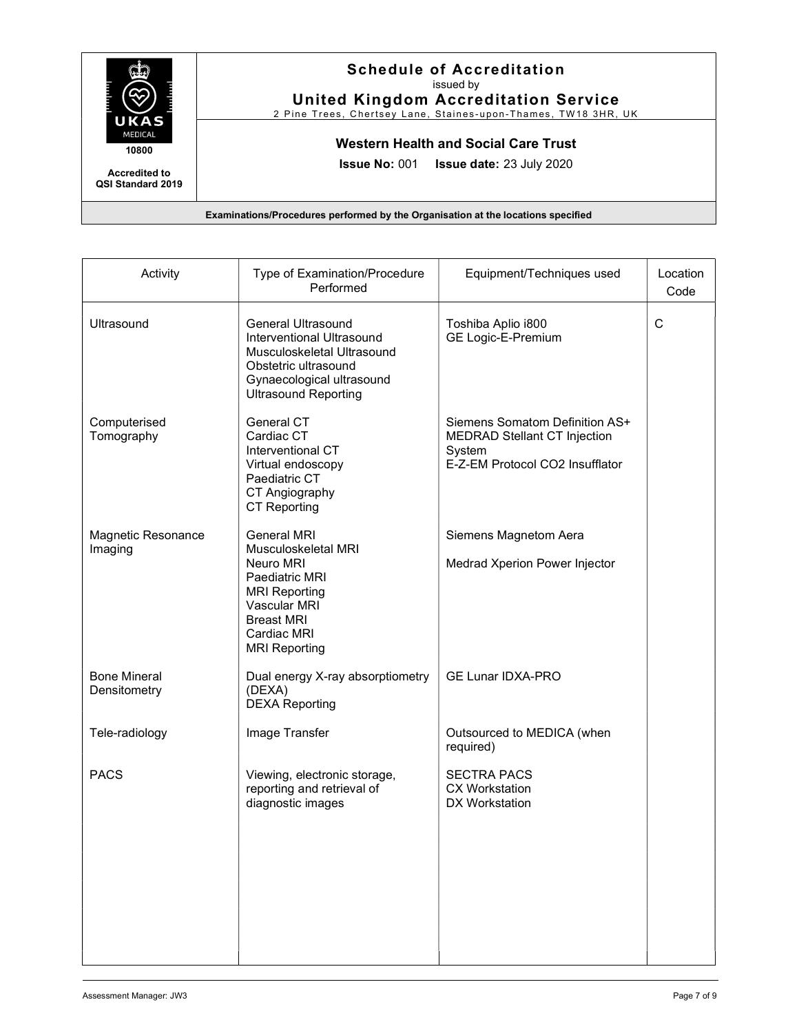# Schedule of Accreditation

issued by

**United Kingdom Accreditation Service**

2 Pine Trees, Chertsey Lane, Staines-upon-Thames, TW18 3HR, UK

10800

Accredited to QSI Standard 2019

**Western Health and Social Care Trust**

**Issue No:** 001 **Issue date:** 23 July 2020

**Examinations/Procedures performed by the Organisation at the locations specified**

| Activity | Type of Examination/Procedure Performed | Equipment/Techniques used | Location Code |
|---|---|---|---|
| Ultrasound | General Ultrasound<br>Interventional Ultrasound<br>Musculoskeletal Ultrasound<br>Obstetric ultrasound<br>Gynaecological ultrasound<br>Ultrasound Reporting | Toshiba Aplio i800<br>GE Logic-E-Premium | C |
| Computerised Tomography | General CT<br>Cardiac CT<br>Interventional CT<br>Virtual endoscopy<br>Paediatric CT<br>CT Angiography<br>CT Reporting | Siemens Somatom Definition AS+<br>MEDRAD Stellant CT Injection System<br>E-Z-EM Protocol CO2 Insufflator | |
| Magnetic Resonance Imaging | General MRI<br>Musculoskeletal MRI<br>Neuro MRI<br>Paediatric MRI<br>MRI Reporting<br>Vascular MRI<br>Breast MRI<br>Cardiac MRI<br>MRI Reporting | Siemens Magnetom Aera<br><br>Medrad Xperion Power Injector | |
| Bone Mineral Densitometry | Dual energy X-ray absorptiometry (DEXA)<br>DEXA Reporting | GE Lunar IDXA-PRO | |
| Tele-radiology | Image Transfer | Outsourced to MEDICA (when required) | |
| PACS | Viewing, electronic storage, reporting and retrieval of diagnostic images | SECTRA PACS<br>CX Workstation<br>DX Workstation | |

Assessment Manager: JW3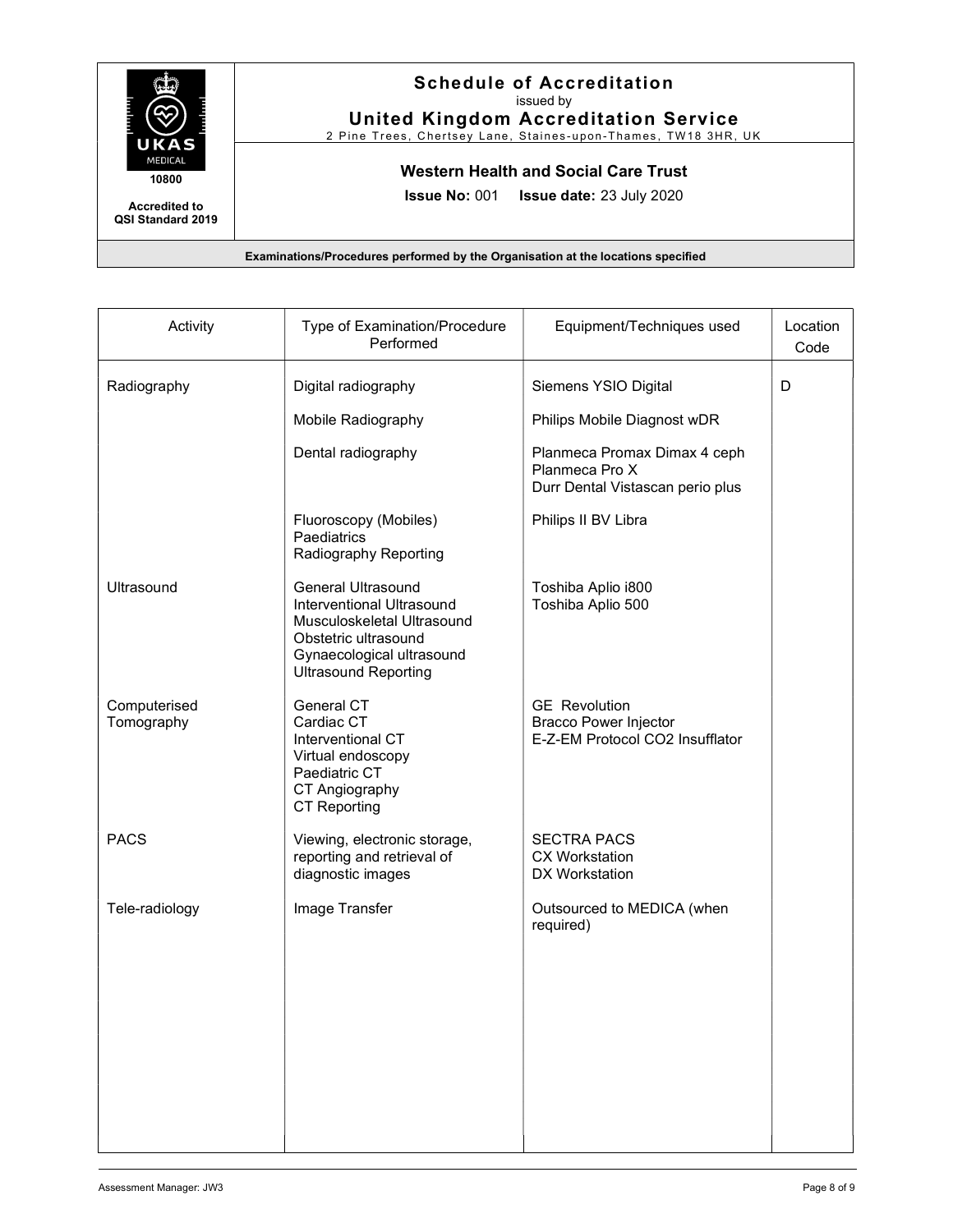# Schedule of Accreditation

issued by

## United Kingdom Accreditation Service

2 Pine Trees, Chertsey Lane, Staines-upon-Thames, TW18 3HR, UK

10800

Accredited to QSI Standard 2019

### Western Health and Social Care Trust

**Issue No:** 001 **Issue date:** 23 July 2020

**Examinations/Procedures performed by the Organisation at the locations specified**

| Activity | Type of Examination/Procedure Performed | Equipment/Techniques used | Location Code |
|---|---|---|---|
| Radiography | Digital radiography | Siemens YSIO Digital | D |
| | Mobile Radiography | Philips Mobile Diagnost wDR | |
| | Dental radiography | Planmeca Promax Dimax 4 ceph<br>Planmeca Pro X<br>Durr Dental Vistascan perio plus | |
| | Fluoroscopy (Mobiles)<br>Paediatrics<br>Radiography Reporting | Philips II BV Libra | |
| Ultrasound | General Ultrasound<br>Interventional Ultrasound<br>Musculoskeletal Ultrasound<br>Obstetric ultrasound<br>Gynaecological ultrasound<br>Ultrasound Reporting | Toshiba Aplio i800<br>Toshiba Aplio 500 | |
| Computerised Tomography | General CT<br>Cardiac CT<br>Interventional CT<br>Virtual endoscopy<br>Paediatric CT<br>CT Angiography<br>CT Reporting | GE Revolution<br>Bracco Power Injector<br>E-Z-EM Protocol CO2 Insufflator | |
| PACS | Viewing, electronic storage, reporting and retrieval of diagnostic images | SECTRA PACS<br>CX Workstation<br>DX Workstation | |
| Tele-radiology | Image Transfer | Outsourced to MEDICA (when required) | |

Assessment Manager: JW3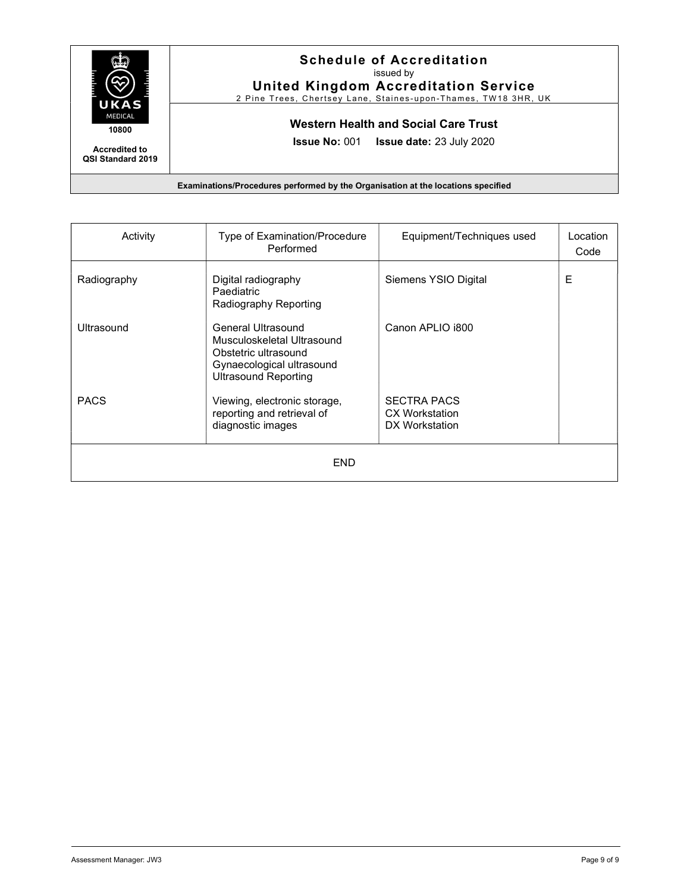UKAS MEDICAL 10800

Accredited to QSI Standard 2019

**Schedule of Accreditation**
issued by
**United Kingdom Accreditation Service**
2 Pine Trees, Chertsey Lane, Staines-upon-Thames, TW18 3HR, UK

**Western Health and Social Care Trust**

**Issue No:** 001 **Issue date:** 23 July 2020

**Examinations/Procedures performed by the Organisation at the locations specified**

| Activity | Type of Examination/Procedure Performed | Equipment/Techniques used | Location Code |
|---|---|---|---|
| Radiography | Digital radiography<br>Paediatric<br>Radiography Reporting | Siemens YSIO Digital | E |
| Ultrasound | General Ultrasound<br>Musculoskeletal Ultrasound<br>Obstetric ultrasound<br>Gynaecological ultrasound<br>Ultrasound Reporting | Canon APLIO i800 | |
| PACS | Viewing, electronic storage, reporting and retrieval of diagnostic images | SECTRA PACS<br>CX Workstation<br>DX Workstation | |
| END | | | |

Assessment Manager: JW3